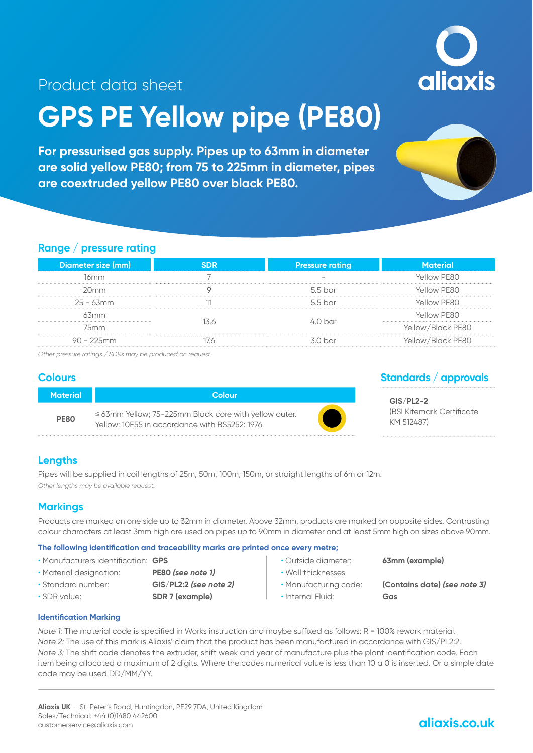Product data sheet

# GPS PE Yellow pipe (PE80)

**For pressurised gas supply. Pipes up to 63mm in diameter are solid yellow PE80; from 75 to 225mm in diameter, pipes are coextruded yellow PE80 over black PE80.**

## Range / pressure rating

| Diameter size (mm) | SDR | Pressure rating | Material |
|---|---|---|---|
| 16mm | 7 | – | Yellow PE80 |
| 20mm | 9 | 5.5 bar | Yellow PE80 |
| 25 - 63mm | 11 | 5.5 bar | Yellow PE80 |
| 63mm | 13.6 | 4.0 bar | Yellow PE80 |
| 75mm | 13.6 | 4.0 bar | Yellow/Black PE80 |
| 90 - 225mm | 17.6 | 3.0 bar | Yellow/Black PE80 |

*Other pressure ratings / SDRs may be produced on request.*

## Colours

| Material | Colour |
|---|---|
| **PE80** | ≤ 63mm Yellow; 75-225mm Black core with yellow outer. Yellow: 10E55 in accordance with BS5252: 1976. |

## Standards / approvals

**GIS/PL2-2**
(BSI Kitemark Certificate KM 512487)

## Lengths

Pipes will be supplied in coil lengths of 25m, 50m, 100m, 150m, or straight lengths of 6m or 12m.

*Other lengths may be available request.*

## Markings

Products are marked on one side up to 32mm in diameter. Above 32mm, products are marked on opposite sides. Contrasting colour characters at least 3mm high are used on pipes up to 90mm in diameter and at least 5mm high on sizes above 90mm.

**The following identification and traceability marks are printed once every metre;**

- Manufacturers identification: **GPS**
- Material designation: **PE80** ***(see note 1)***
- Standard number: **GIS/PL2:2** ***(see note 2)***
- SDR value: **SDR 7 (example)**
- Outside diameter: **63mm (example)**
- Wall thicknesses
- Manufacturing code: **(Contains date)** ***(see note 3)***
- Internal Fluid: **Gas**

### Identification Marking

*Note 1:* The material code is specified in Works instruction and maybe suffixed as follows: R = 100% rework material.
*Note 2:* The use of this mark is Aliaxis' claim that the product has been manufactured in accordance with GIS/PL2:2.
*Note 3:* The shift code denotes the extruder, shift week and year of manufacture plus the plant identification code. Each item being allocated a maximum of 2 digits. Where the codes numerical value is less than 10 a 0 is inserted. Or a simple date code may be used DD/MM/YY.

**Aliaxis UK** - St. Peter's Road, Huntingdon, PE29 7DA, United Kingdom
Sales/Technical: +44 (0)1480 442600
customerservice@aliaxis.com

aliaxis.co.uk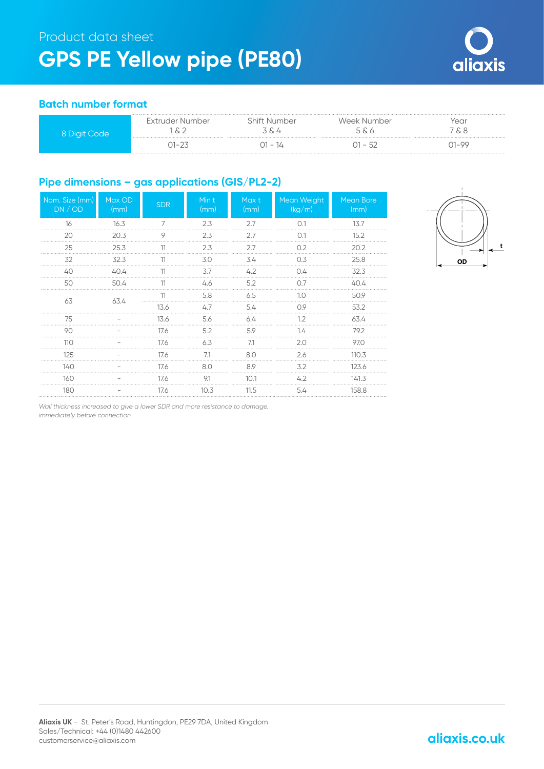Product data sheet

# GPS PE Yellow pipe (PE80)

## Batch number format

| | Extruder Number 1 & 2 | Shift Number 3 & 4 | Week Number 5 & 6 | Year 7 & 8 |
|---|---|---|---|---|
| 8 Digit Code | 01-23 | 01 - 14 | 01 - 52 | 01-99 |

## Pipe dimensions – gas applications (GIS/PL2-2)

| Nom. Size (mm) DN / OD | Max OD (mm) | SDR | Min t (mm) | Max t (mm) | Mean Weight (kg/m) | Mean Bore (mm) |
|---|---|---|---|---|---|---|
| 16 | 16.3 | 7 | 2.3 | 2.7 | 0.1 | 13.7 |
| 20 | 20.3 | 9 | 2.3 | 2.7 | 0.1 | 15.2 |
| 25 | 25.3 | 11 | 2.3 | 2.7 | 0.2 | 20.2 |
| 32 | 32.3 | 11 | 3.0 | 3.4 | 0.3 | 25.8 |
| 40 | 40.4 | 11 | 3.7 | 4.2 | 0.4 | 32.3 |
| 50 | 50.4 | 11 | 4.6 | 5.2 | 0.7 | 40.4 |
| 63 | 63.4 | 11 | 5.8 | 6.5 | 1.0 | 50.9 |
| | | 13.6 | 4.7 | 5.4 | 0.9 | 53.2 |
| 75 | - | 13.6 | 5.6 | 6.4 | 1.2 | 63.4 |
| 90 | - | 17.6 | 5.2 | 5.9 | 1.4 | 79.2 |
| 110 | - | 17.6 | 6.3 | 7.1 | 2.0 | 97.0 |
| 125 | - | 17.6 | 7.1 | 8.0 | 2.6 | 110.3 |
| 140 | - | 17.6 | 8.0 | 8.9 | 3.2 | 123.6 |
| 160 | - | 17.6 | 9.1 | 10.1 | 4.2 | 141.3 |
| 180 | - | 17.6 | 10.3 | 11.5 | 5.4 | 158.8 |

t

OD

*Wall thickness increased to give a lower SDR and more resistance to damage. immediately before connection.*

**Aliaxis UK** - St. Peter's Road, Huntingdon, PE29 7DA, United Kingdom
Sales/Technical: +44 (0)1480 442600
customerservice@aliaxis.com

aliaxis.co.uk